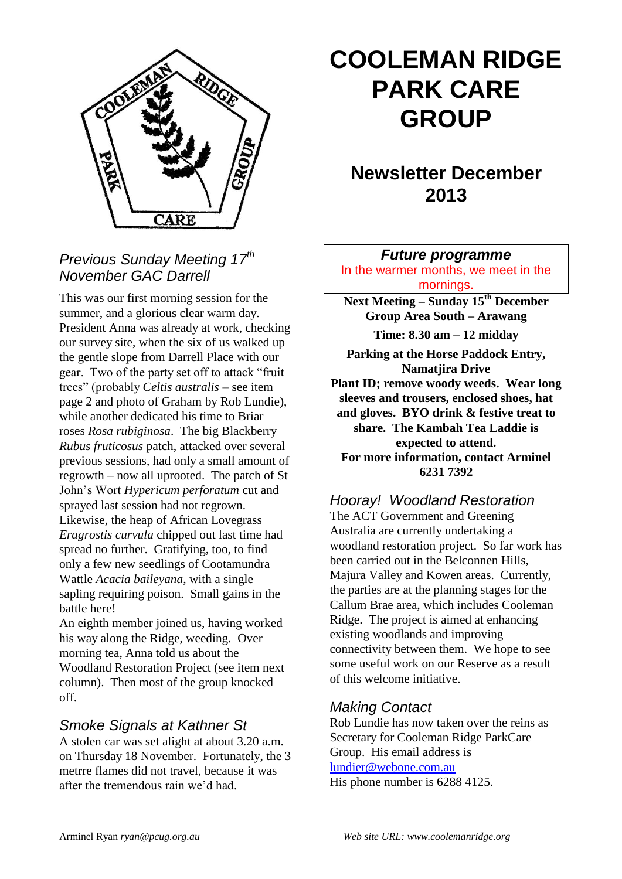# COOLEMAN RIDGE PARK CARE GROUP

## Newsletter December 2013

### *Previous Sunday Meeting 17th November GAC Darrell*

This was our first morning session for the summer, and a glorious clear warm day. President Anna was already at work, checking our survey site, when the six of us walked up the gentle slope from Darrell Place with our gear. Two of the party set off to attack "fruit trees" (probably *Celtis australis* – see item page 2 and photo of Graham by Rob Lundie), while another dedicated his time to Briar roses *Rosa rubiginosa*. The big Blackberry *Rubus fruticosus* patch, attacked over several previous sessions, had only a small amount of regrowth – now all uprooted. The patch of St John's Wort *Hypericum perforatum* cut and sprayed last session had not regrown. Likewise, the heap of African Lovegrass *Eragrostis curvula* chipped out last time had spread no further. Gratifying, too, to find only a few new seedlings of Cootamundra Wattle *Acacia baileyana*, with a single sapling requiring poison. Small gains in the battle here!

An eighth member joined us, having worked his way along the Ridge, weeding. Over morning tea, Anna told us about the Woodland Restoration Project (see item next column). Then most of the group knocked off.

### *Smoke Signals at Kathner St*

A stolen car was set alight at about 3.20 a.m. on Thursday 18 November. Fortunately, the 3 metrre flames did not travel, because it was after the tremendous rain we'd had.

### *Future programme*

In the warmer months, we meet in the mornings.

**Next Meeting – Sunday 15th December**
**Group Area South – Arawang**

**Time: 8.30 am – 12 midday**

**Parking at the Horse Paddock Entry, Namatjira Drive**
**Plant ID; remove woody weeds. Wear long sleeves and trousers, enclosed shoes, hat and gloves. BYO drink & festive treat to share. The Kambah Tea Laddie is expected to attend.**
**For more information, contact Arminel 6231 7392**

### *Hooray! Woodland Restoration*

The ACT Government and Greening Australia are currently undertaking a woodland restoration project. So far work has been carried out in the Belconnen Hills, Majura Valley and Kowen areas. Currently, the parties are at the planning stages for the Callum Brae area, which includes Cooleman Ridge. The project is aimed at enhancing existing woodlands and improving connectivity between them. We hope to see some useful work on our Reserve as a result of this welcome initiative.

### *Making Contact*

Rob Lundie has now taken over the reins as Secretary for Cooleman Ridge ParkCare Group. His email address is lundier@webone.com.au
His phone number is 6288 4125.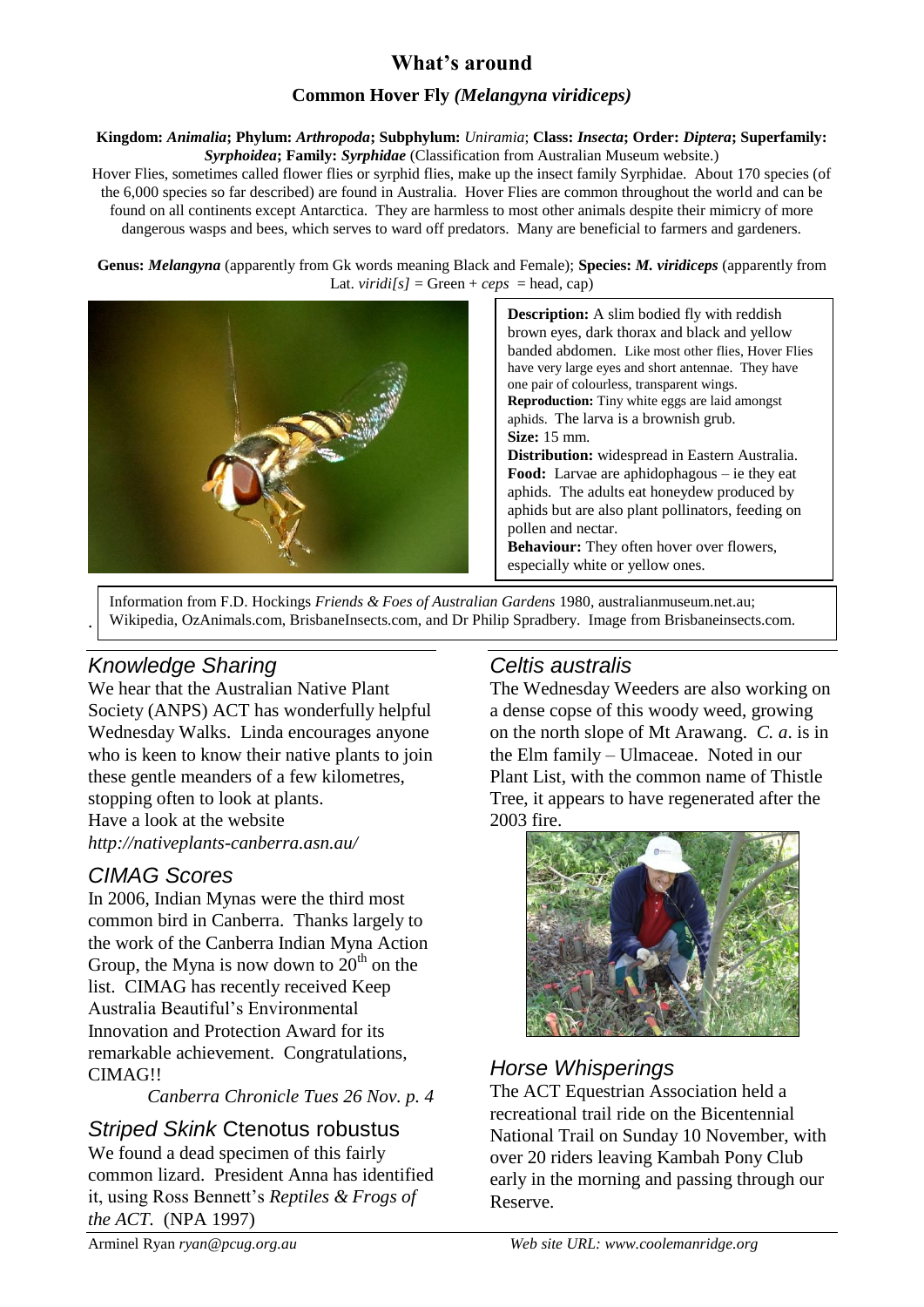# What's around

## Common Hover Fly *(Melangyna viridiceps)*

**Kingdom:** ***Animalia*****; Phylum:** ***Arthropoda*****; Subphylum:** *Uniramia*; **Class:** ***Insecta*****; Order:** ***Diptera*****; Superfamily:** ***Syrphoidea*****; Family:** ***Syrphidae*** (Classification from Australian Museum website.)

Hover Flies, sometimes called flower flies or syrphid flies, make up the insect family Syrphidae. About 170 species (of the 6,000 species so far described) are found in Australia. Hover Flies are common throughout the world and can be found on all continents except Antarctica. They are harmless to most other animals despite their mimicry of more dangerous wasps and bees, which serves to ward off predators. Many are beneficial to farmers and gardeners.

**Genus:** ***Melangyna*** (apparently from Gk words meaning Black and Female); **Species:** ***M. viridiceps*** (apparently from Lat. *viridi[s]* = Green + *ceps* = head, cap)

**Description:** A slim bodied fly with reddish brown eyes, dark thorax and black and yellow banded abdomen. Like most other flies, Hover Flies have very large eyes and short antennae. They have one pair of colourless, transparent wings.
**Reproduction:** Tiny white eggs are laid amongst aphids. The larva is a brownish grub.
**Size:** 15 mm.
**Distribution:** widespread in Eastern Australia.
**Food:** Larvae are aphidophagous – ie they eat aphids. The adults eat honeydew produced by aphids but are also plant pollinators, feeding on pollen and nectar.
**Behaviour:** They often hover over flowers, especially white or yellow ones.

Information from F.D. Hockings *Friends & Foes of Australian Gardens* 1980, australianmuseum.net.au; Wikipedia, OzAnimals.com, BrisbaneInsects.com, and Dr Philip Spradbery. Image from Brisbaneinsects.com.

### *Knowledge Sharing*

We hear that the Australian Native Plant Society (ANPS) ACT has wonderfully helpful Wednesday Walks. Linda encourages anyone who is keen to know their native plants to join these gentle meanders of a few kilometres, stopping often to look at plants.
Have a look at the website
*http://nativeplants-canberra.asn.au/*

### *CIMAG Scores*

In 2006, Indian Mynas were the third most common bird in Canberra. Thanks largely to the work of the Canberra Indian Myna Action Group, the Myna is now down to 20th on the list. CIMAG has recently received Keep Australia Beautiful's Environmental Innovation and Protection Award for its remarkable achievement. Congratulations, CIMAG!!

*Canberra Chronicle Tues 26 Nov. p. 4*

### *Striped Skink* Ctenotus robustus

We found a dead specimen of this fairly common lizard. President Anna has identified it, using Ross Bennett's *Reptiles & Frogs of the ACT.* (NPA 1997)

### *Celtis australis*

The Wednesday Weeders are also working on a dense copse of this woody weed, growing on the north slope of Mt Arawang. *C. a*. is in the Elm family – Ulmaceae. Noted in our Plant List, with the common name of Thistle Tree, it appears to have regenerated after the 2003 fire.

### *Horse Whisperings*

The ACT Equestrian Association held a recreational trail ride on the Bicentennial National Trail on Sunday 10 November, with over 20 riders leaving Kambah Pony Club early in the morning and passing through our Reserve.

Arminel Ryan *ryan@pcug.org.au* *Web site URL: www.coolemanridge.org*